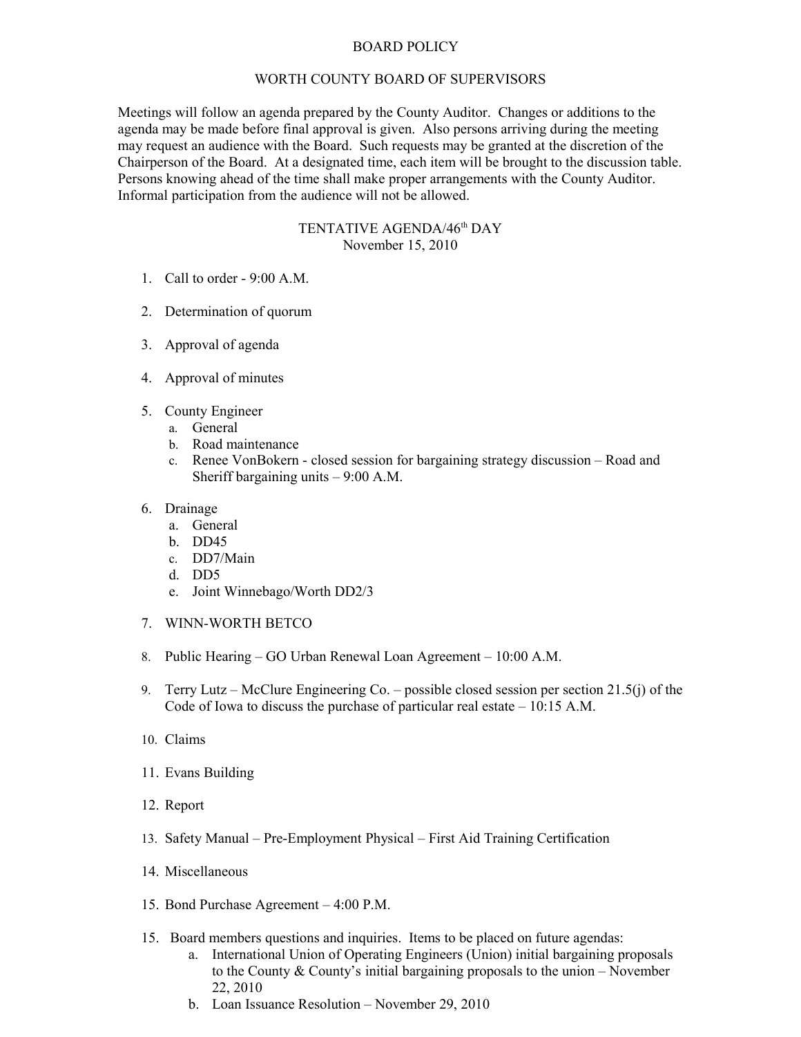# BOARD POLICY

## WORTH COUNTY BOARD OF SUPERVISORS

Meetings will follow an agenda prepared by the County Auditor. Changes or additions to the agenda may be made before final approval is given. Also persons arriving during the meeting may request an audience with the Board. Such requests may be granted at the discretion of the Chairperson of the Board. At a designated time, each item will be brought to the discussion table. Persons knowing ahead of the time shall make proper arrangements with the County Auditor. Informal participation from the audience will not be allowed.

### TENTATIVE AGENDA/46th DAY
November 15, 2010

1. Call to order - 9:00 A.M.

2. Determination of quorum

3. Approval of agenda

4. Approval of minutes

5. County Engineer
   a. General
   b. Road maintenance
   c. Renee VonBokern - closed session for bargaining strategy discussion – Road and Sheriff bargaining units – 9:00 A.M.

6. Drainage
   a. General
   b. DD45
   c. DD7/Main
   d. DD5
   e. Joint Winnebago/Worth DD2/3

7. WINN-WORTH BETCO

8. Public Hearing – GO Urban Renewal Loan Agreement – 10:00 A.M.

9. Terry Lutz – McClure Engineering Co. – possible closed session per section 21.5(j) of the Code of Iowa to discuss the purchase of particular real estate – 10:15 A.M.

10. Claims

11. Evans Building

12. Report

13. Safety Manual – Pre-Employment Physical – First Aid Training Certification

14. Miscellaneous

15. Bond Purchase Agreement – 4:00 P.M.

15. Board members questions and inquiries. Items to be placed on future agendas:
    a. International Union of Operating Engineers (Union) initial bargaining proposals to the County & County's initial bargaining proposals to the union – November 22, 2010
    b. Loan Issuance Resolution – November 29, 2010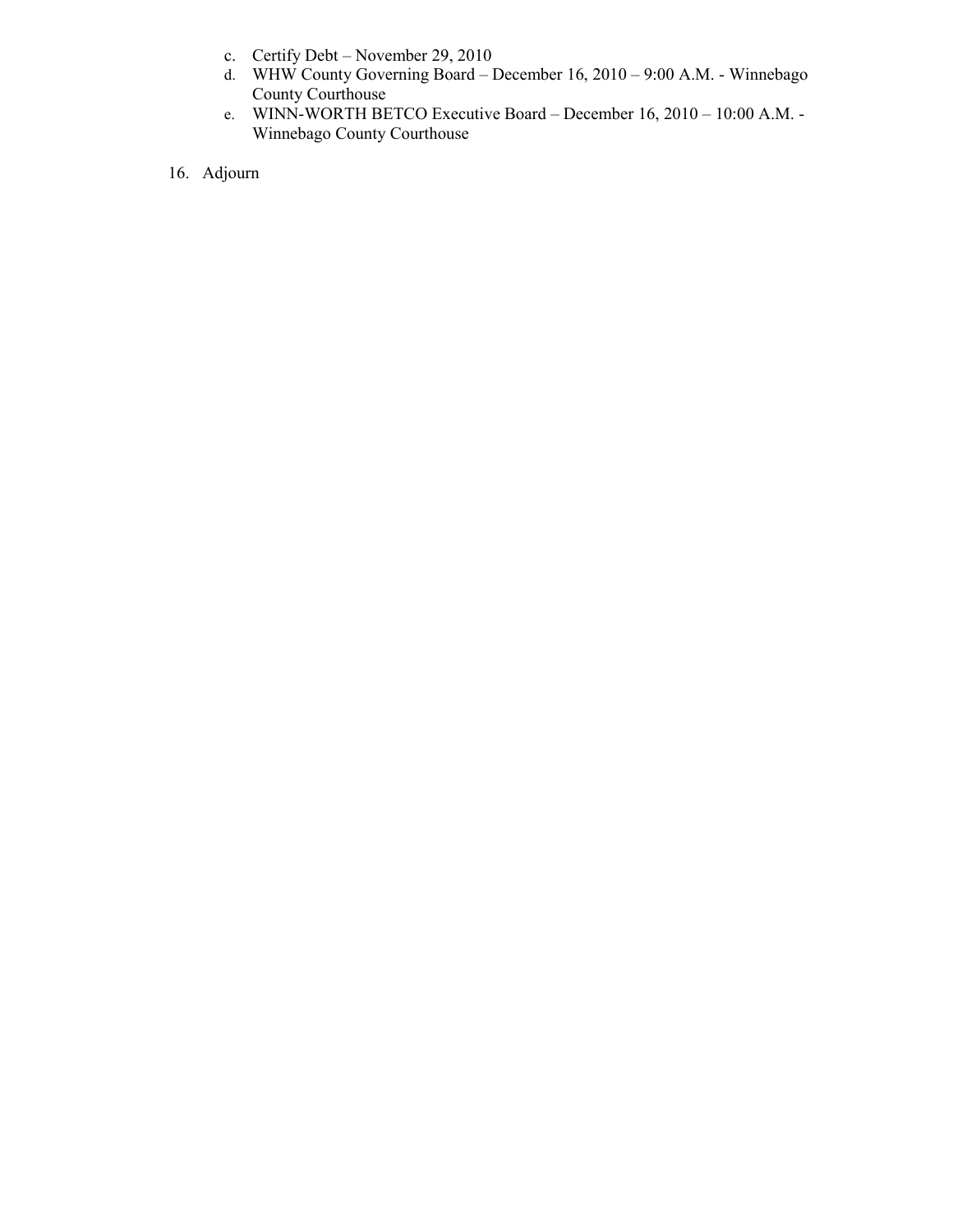c. Certify Debt – November 29, 2010
d. WHW County Governing Board – December 16, 2010 – 9:00 A.M. - Winnebago County Courthouse
e. WINN-WORTH BETCO Executive Board – December 16, 2010 – 10:00 A.M. - Winnebago County Courthouse

16. Adjourn